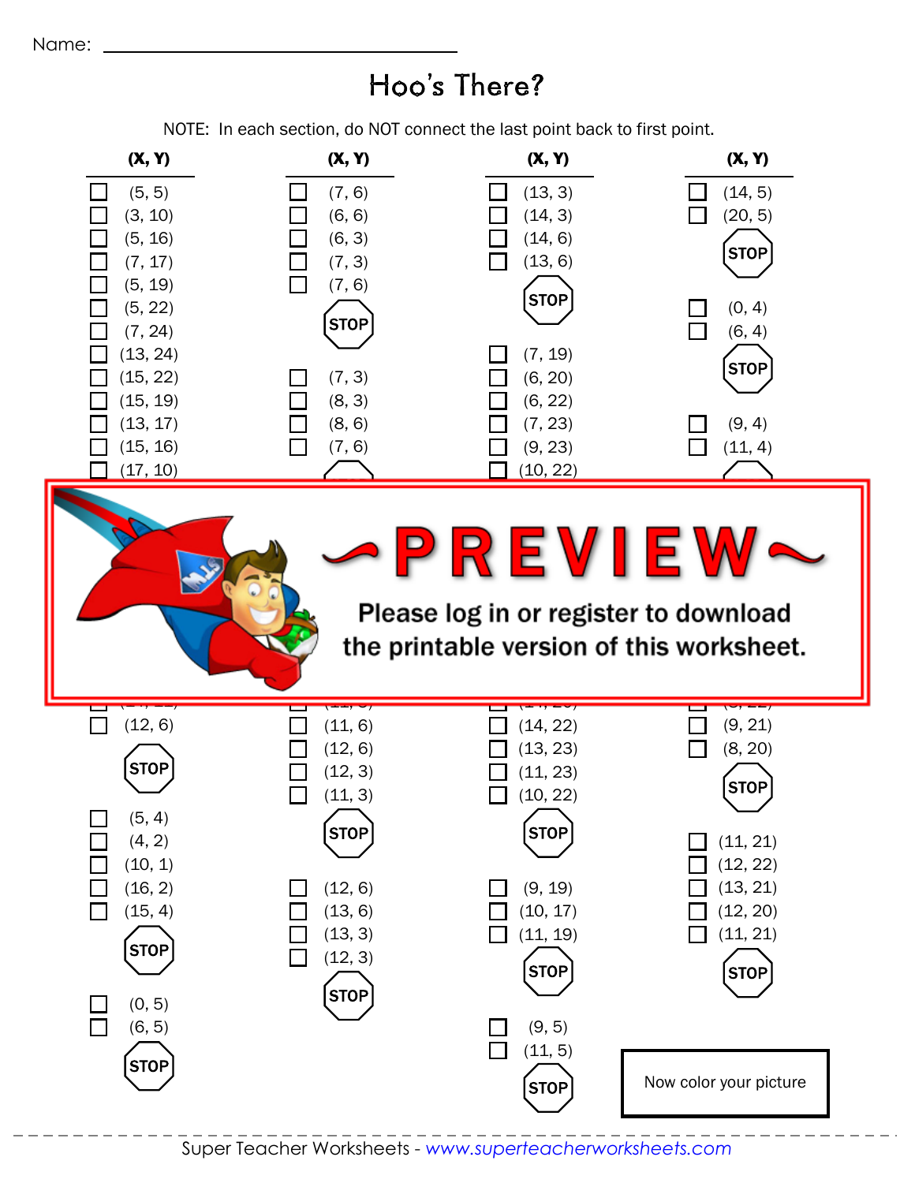Name: ______________________________

# Hoo's There?

NOTE: In each section, do NOT connect the last point back to first point.

**(X, Y)**

- ☐ (5, 5)
- ☐ (3, 10)
- ☐ (5, 16)
- ☐ (7, 17)
- ☐ (5, 19)
- ☐ (5, 22)
- ☐ (7, 24)
- ☐ (13, 24)
- ☐ (15, 22)
- ☐ (15, 19)
- ☐ (13, 17)
- ☐ (15, 16)
- ☐ (17, 10)

~PREVIEW~

Please log in or register to download the printable version of this worksheet.

- ☐ (12, 6)

STOP

- ☐ (5, 4)
- ☐ (4, 2)
- ☐ (10, 1)
- ☐ (16, 2)
- ☐ (15, 4)

STOP

- ☐ (0, 5)
- ☐ (6, 5)

STOP

**(X, Y)**

- ☐ (7, 6)
- ☐ (6, 6)
- ☐ (6, 3)
- ☐ (7, 3)
- ☐ (7, 6)

STOP

- ☐ (7, 3)
- ☐ (8, 3)
- ☐ (8, 6)
- ☐ (7, 6)

- ☐ (11, 6)
- ☐ (12, 6)
- ☐ (12, 3)
- ☐ (11, 3)

STOP

- ☐ (12, 6)
- ☐ (13, 6)
- ☐ (13, 3)
- ☐ (12, 3)

STOP

**(X, Y)**

- ☐ (13, 3)
- ☐ (14, 3)
- ☐ (14, 6)
- ☐ (13, 6)

STOP

- ☐ (7, 19)
- ☐ (6, 20)
- ☐ (6, 22)
- ☐ (7, 23)
- ☐ (9, 23)
- ☐ (10, 22)

- ☐ (14, 22)
- ☐ (13, 23)
- ☐ (11, 23)
- ☐ (10, 22)

STOP

- ☐ (9, 19)
- ☐ (10, 17)
- ☐ (11, 19)

STOP

- ☐ (9, 5)
- ☐ (11, 5)

STOP

**(X, Y)**

- ☐ (14, 5)
- ☐ (20, 5)

STOP

- ☐ (0, 4)
- ☐ (6, 4)

STOP

- ☐ (9, 4)
- ☐ (11, 4)

- ☐ (9, 21)
- ☐ (8, 20)

STOP

- ☐ (11, 21)
- ☐ (12, 22)
- ☐ (13, 21)
- ☐ (12, 20)
- ☐ (11, 21)

STOP

Now color your picture

Super Teacher Worksheets - www.superteacherworksheets.com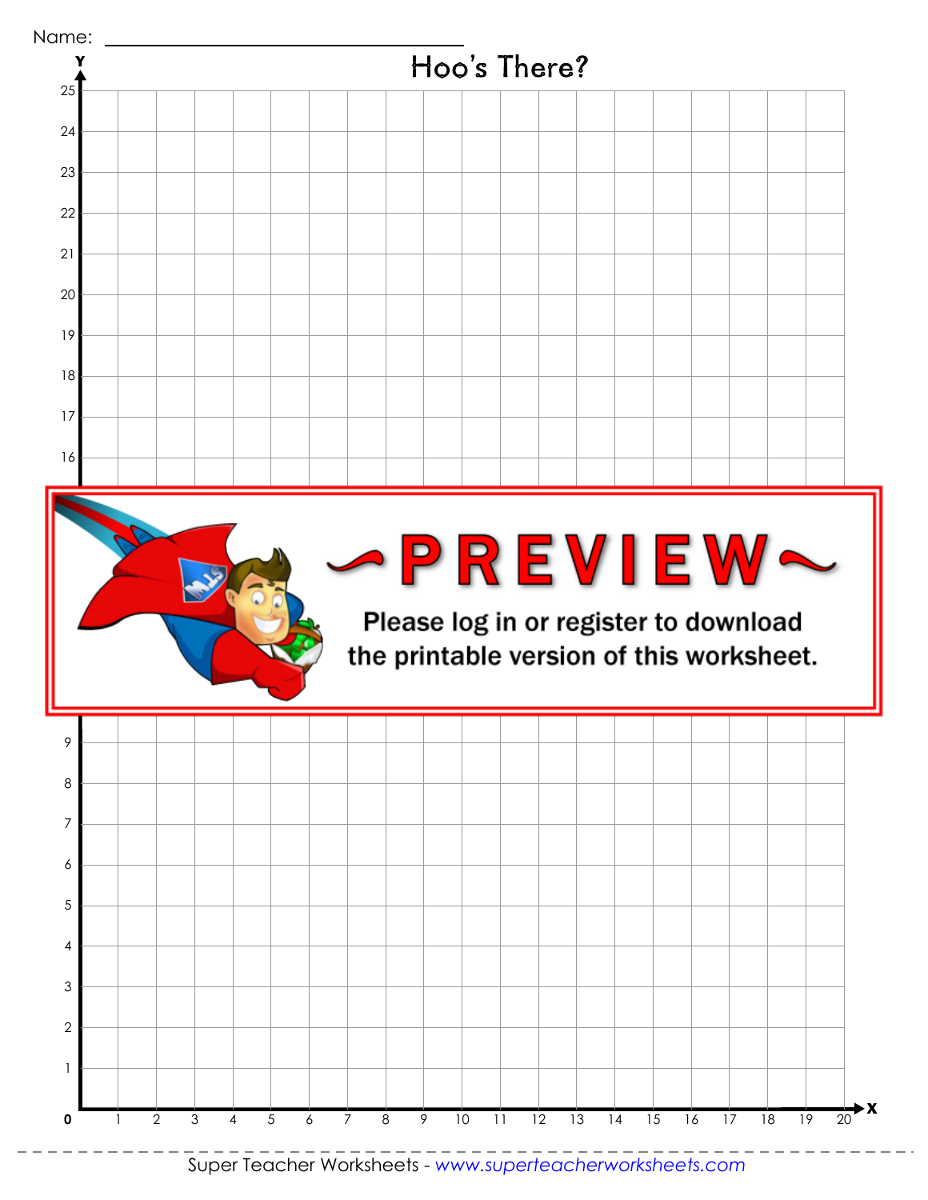Name: ______________________________

# Hoo's There?

~PREVIEW~

Please log in or register to download the printable version of this worksheet.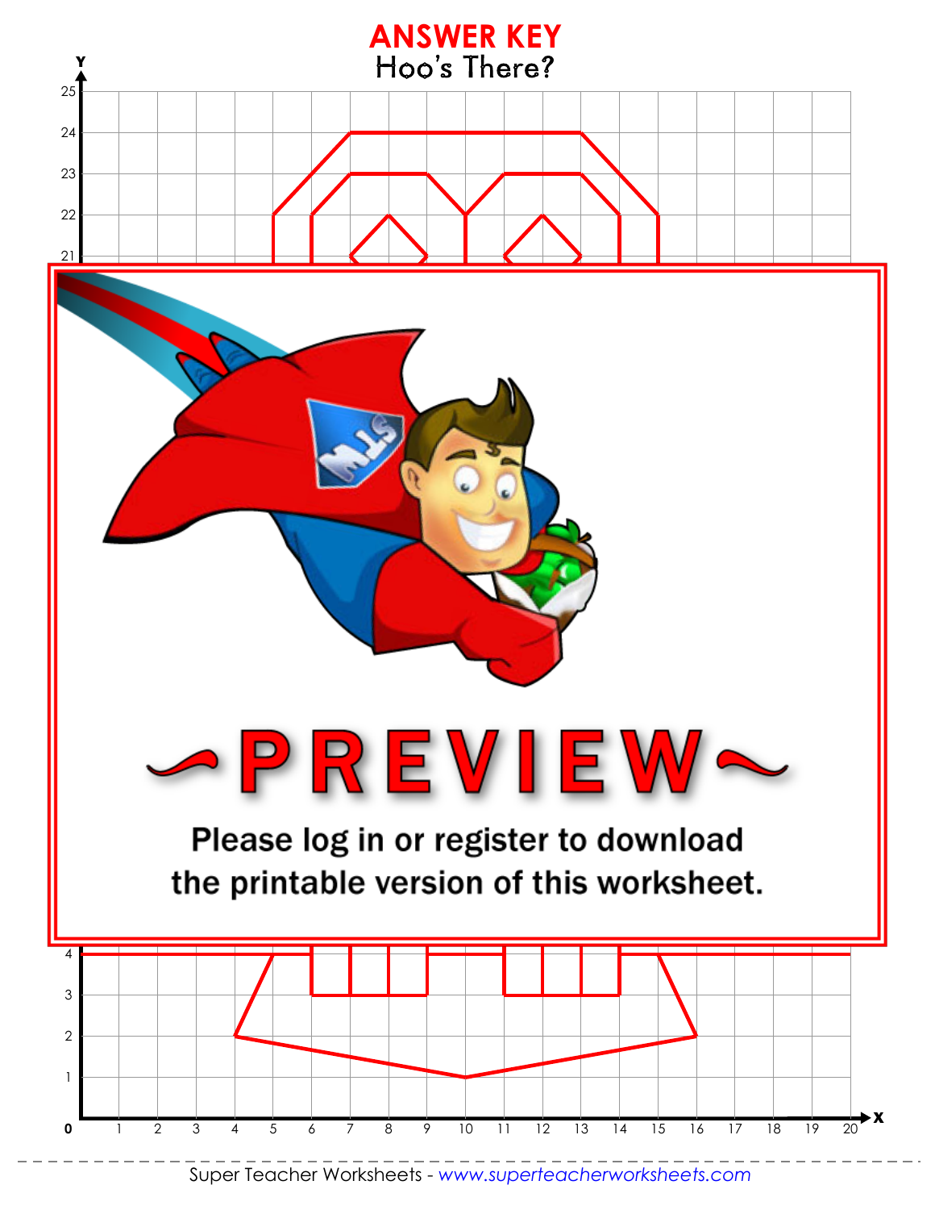# ANSWER KEY

## Hoo's There?

Y

25
24
23
22
21

4
3
2
1
0

X

1 2 3 4 5 6 7 8 9 10 11 12 13 14 15 16 17 18 19 20